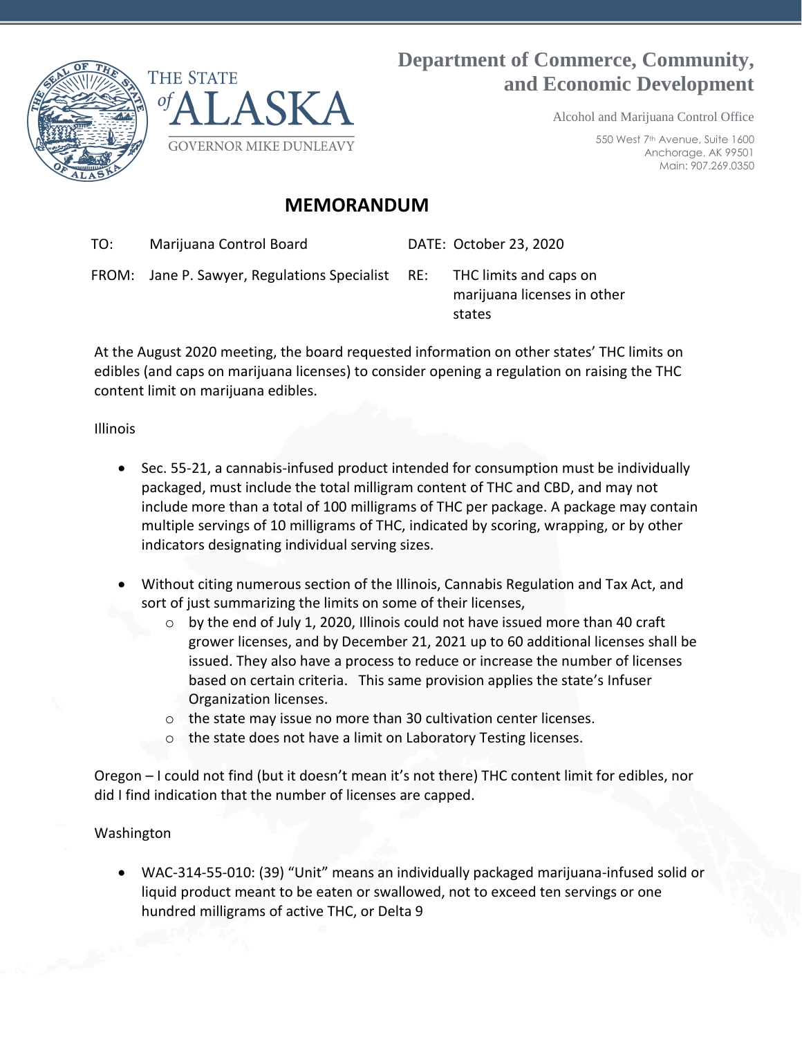# Department of Commerce, Community, and Economic Development

THE STATE of ALASKA
GOVERNOR MIKE DUNLEAVY

Alcohol and Marijuana Control Office

550 West 7th Avenue, Suite 1600
Anchorage, AK 99501
Main: 907.269.0350

## MEMORANDUM

TO: Marijuana Control Board

DATE: October 23, 2020

FROM: Jane P. Sawyer, Regulations Specialist

RE: THC limits and caps on marijuana licenses in other states

At the August 2020 meeting, the board requested information on other states' THC limits on edibles (and caps on marijuana licenses) to consider opening a regulation on raising the THC content limit on marijuana edibles.

Illinois

- Sec. 55-21, a cannabis-infused product intended for consumption must be individually packaged, must include the total milligram content of THC and CBD, and may not include more than a total of 100 milligrams of THC per package. A package may contain multiple servings of 10 milligrams of THC, indicated by scoring, wrapping, or by other indicators designating individual serving sizes.
- Without citing numerous section of the Illinois, Cannabis Regulation and Tax Act, and sort of just summarizing the limits on some of their licenses,
  - by the end of July 1, 2020, Illinois could not have issued more than 40 craft grower licenses, and by December 21, 2021 up to 60 additional licenses shall be issued. They also have a process to reduce or increase the number of licenses based on certain criteria. This same provision applies the state's Infuser Organization licenses.
  - the state may issue no more than 30 cultivation center licenses.
  - the state does not have a limit on Laboratory Testing licenses.

Oregon – I could not find (but it doesn't mean it's not there) THC content limit for edibles, nor did I find indication that the number of licenses are capped.

Washington

- WAC-314-55-010: (39) "Unit" means an individually packaged marijuana-infused solid or liquid product meant to be eaten or swallowed, not to exceed ten servings or one hundred milligrams of active THC, or Delta 9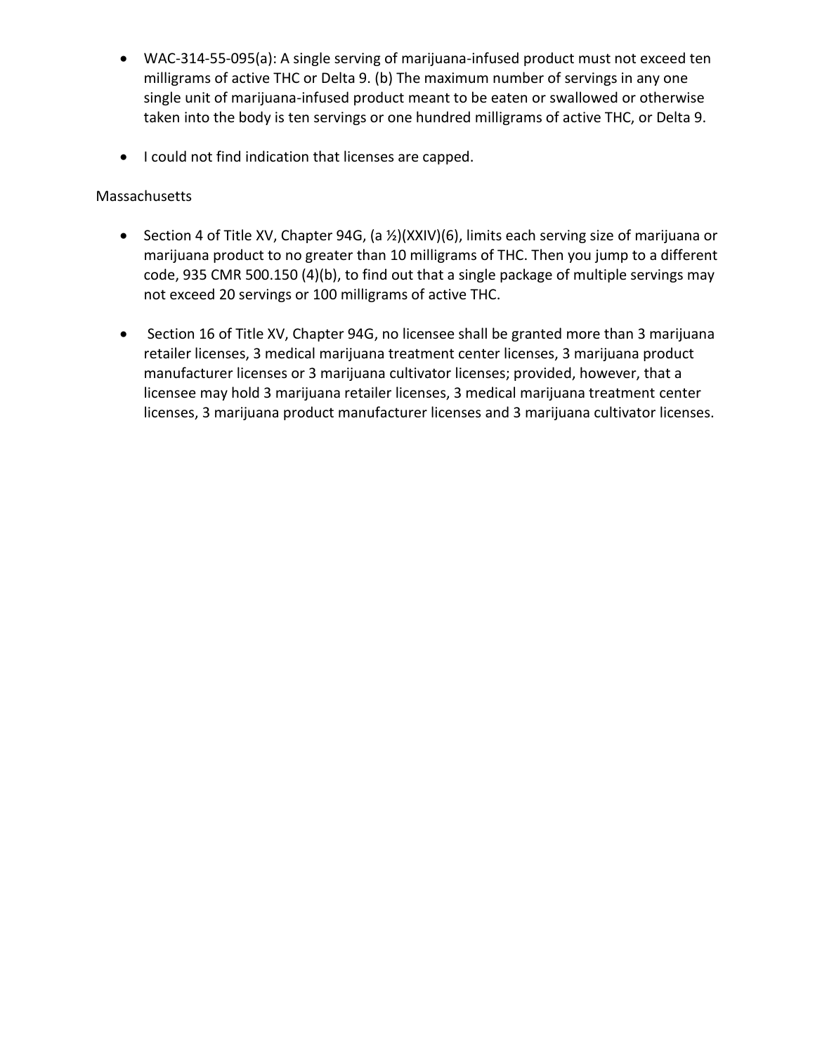- WAC-314-55-095(a): A single serving of marijuana-infused product must not exceed ten milligrams of active THC or Delta 9. (b) The maximum number of servings in any one single unit of marijuana-infused product meant to be eaten or swallowed or otherwise taken into the body is ten servings or one hundred milligrams of active THC, or Delta 9.

- I could not find indication that licenses are capped.

Massachusetts

- Section 4 of Title XV, Chapter 94G, (a ½)(XXIV)(6), limits each serving size of marijuana or marijuana product to no greater than 10 milligrams of THC. Then you jump to a different code, 935 CMR 500.150 (4)(b), to find out that a single package of multiple servings may not exceed 20 servings or 100 milligrams of active THC.

- Section 16 of Title XV, Chapter 94G, no licensee shall be granted more than 3 marijuana retailer licenses, 3 medical marijuana treatment center licenses, 3 marijuana product manufacturer licenses or 3 marijuana cultivator licenses; provided, however, that a licensee may hold 3 marijuana retailer licenses, 3 medical marijuana treatment center licenses, 3 marijuana product manufacturer licenses and 3 marijuana cultivator licenses.